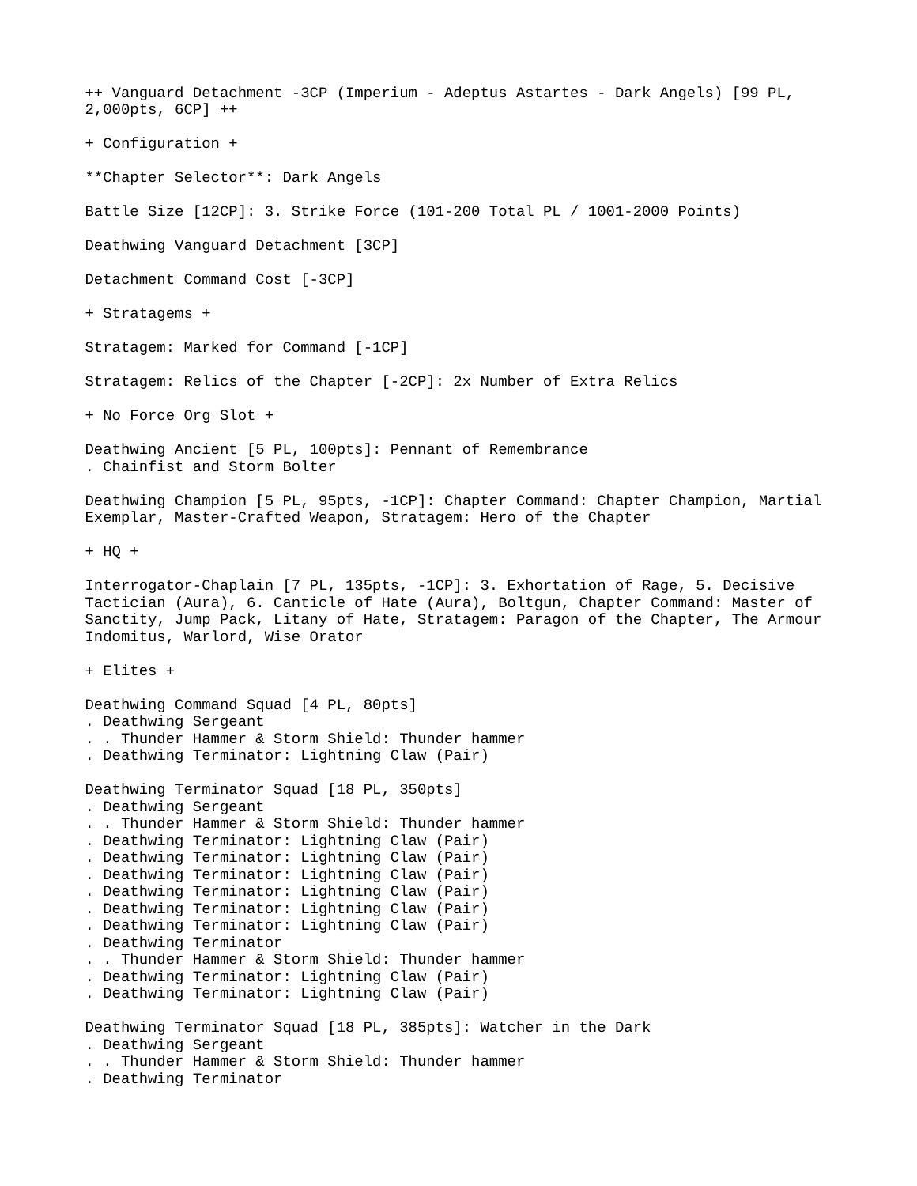++ Vanguard Detachment -3CP (Imperium - Adeptus Astartes - Dark Angels) [99 PL, 2,000pts, 6CP] ++

+ Configuration +

**Chapter Selector**: Dark Angels

Battle Size [12CP]: 3. Strike Force (101-200 Total PL / 1001-2000 Points)

Deathwing Vanguard Detachment [3CP]

Detachment Command Cost [-3CP]

+ Stratagems +

Stratagem: Marked for Command [-1CP]

Stratagem: Relics of the Chapter [-2CP]: 2x Number of Extra Relics

+ No Force Org Slot +

Deathwing Ancient [5 PL, 100pts]: Pennant of Remembrance
. Chainfist and Storm Bolter

Deathwing Champion [5 PL, 95pts, -1CP]: Chapter Command: Chapter Champion, Martial Exemplar, Master-Crafted Weapon, Stratagem: Hero of the Chapter

+ HQ +

Interrogator-Chaplain [7 PL, 135pts, -1CP]: 3. Exhortation of Rage, 5. Decisive Tactician (Aura), 6. Canticle of Hate (Aura), Boltgun, Chapter Command: Master of Sanctity, Jump Pack, Litany of Hate, Stratagem: Paragon of the Chapter, The Armour Indomitus, Warlord, Wise Orator

+ Elites +

Deathwing Command Squad [4 PL, 80pts]
. Deathwing Sergeant
. . Thunder Hammer & Storm Shield: Thunder hammer
. Deathwing Terminator: Lightning Claw (Pair)

Deathwing Terminator Squad [18 PL, 350pts]
. Deathwing Sergeant
. . Thunder Hammer & Storm Shield: Thunder hammer
. Deathwing Terminator: Lightning Claw (Pair)
. Deathwing Terminator: Lightning Claw (Pair)
. Deathwing Terminator: Lightning Claw (Pair)
. Deathwing Terminator: Lightning Claw (Pair)
. Deathwing Terminator: Lightning Claw (Pair)
. Deathwing Terminator: Lightning Claw (Pair)
. Deathwing Terminator
. . Thunder Hammer & Storm Shield: Thunder hammer
. Deathwing Terminator: Lightning Claw (Pair)
. Deathwing Terminator: Lightning Claw (Pair)

Deathwing Terminator Squad [18 PL, 385pts]: Watcher in the Dark
. Deathwing Sergeant
. . Thunder Hammer & Storm Shield: Thunder hammer
. Deathwing Terminator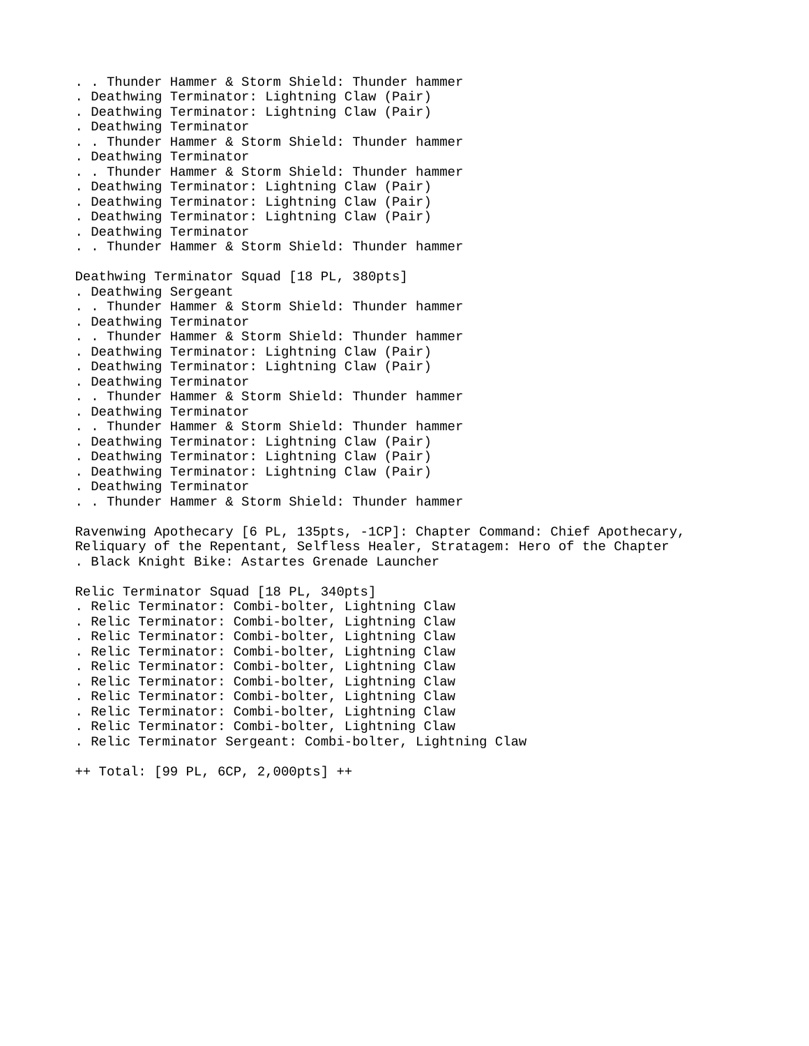```
. . Thunder Hammer & Storm Shield: Thunder hammer
. Deathwing Terminator: Lightning Claw (Pair)
. Deathwing Terminator: Lightning Claw (Pair)
. Deathwing Terminator
. . Thunder Hammer & Storm Shield: Thunder hammer
. Deathwing Terminator
. . Thunder Hammer & Storm Shield: Thunder hammer
. Deathwing Terminator: Lightning Claw (Pair)
. Deathwing Terminator: Lightning Claw (Pair)
. Deathwing Terminator: Lightning Claw (Pair)
. Deathwing Terminator
. . Thunder Hammer & Storm Shield: Thunder hammer

Deathwing Terminator Squad [18 PL, 380pts]
. Deathwing Sergeant
. . Thunder Hammer & Storm Shield: Thunder hammer
. Deathwing Terminator
. . Thunder Hammer & Storm Shield: Thunder hammer
. Deathwing Terminator: Lightning Claw (Pair)
. Deathwing Terminator: Lightning Claw (Pair)
. Deathwing Terminator
. . Thunder Hammer & Storm Shield: Thunder hammer
. Deathwing Terminator
. . Thunder Hammer & Storm Shield: Thunder hammer
. Deathwing Terminator: Lightning Claw (Pair)
. Deathwing Terminator: Lightning Claw (Pair)
. Deathwing Terminator: Lightning Claw (Pair)
. Deathwing Terminator
. . Thunder Hammer & Storm Shield: Thunder hammer

Ravenwing Apothecary [6 PL, 135pts, -1CP]: Chapter Command: Chief Apothecary,
Reliquary of the Repentant, Selfless Healer, Stratagem: Hero of the Chapter
. Black Knight Bike: Astartes Grenade Launcher

Relic Terminator Squad [18 PL, 340pts]
. Relic Terminator: Combi-bolter, Lightning Claw
. Relic Terminator: Combi-bolter, Lightning Claw
. Relic Terminator: Combi-bolter, Lightning Claw
. Relic Terminator: Combi-bolter, Lightning Claw
. Relic Terminator: Combi-bolter, Lightning Claw
. Relic Terminator: Combi-bolter, Lightning Claw
. Relic Terminator: Combi-bolter, Lightning Claw
. Relic Terminator: Combi-bolter, Lightning Claw
. Relic Terminator: Combi-bolter, Lightning Claw
. Relic Terminator Sergeant: Combi-bolter, Lightning Claw

++ Total: [99 PL, 6CP, 2,000pts] ++
```